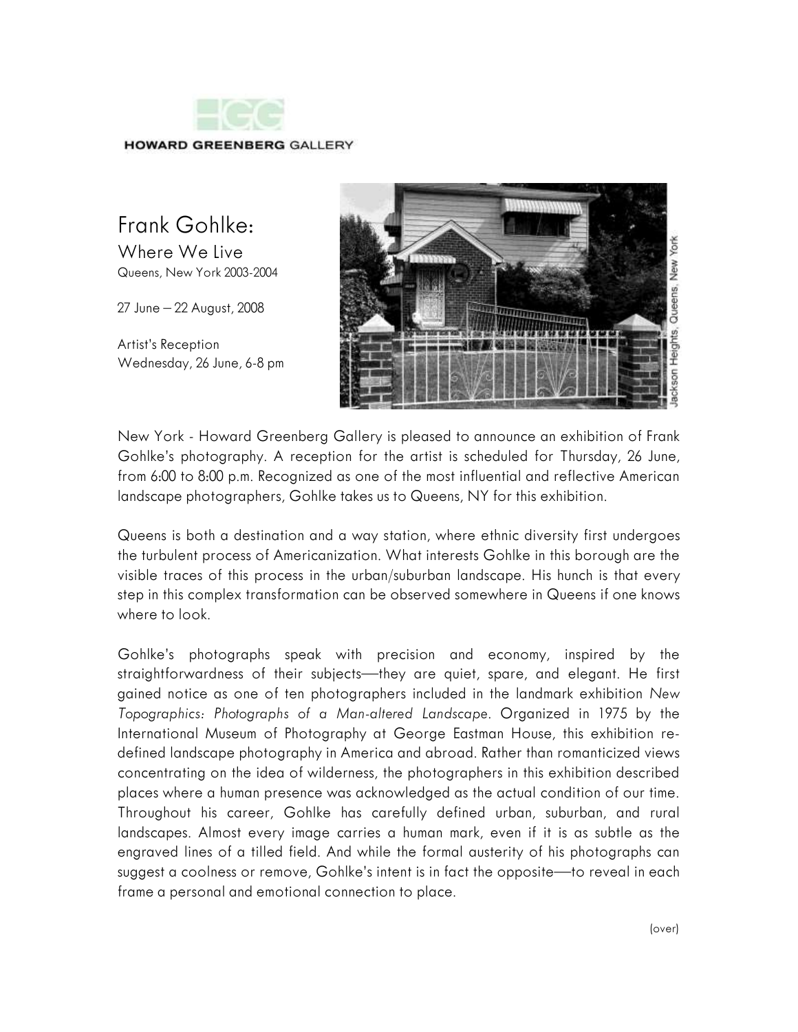HOWARD GREENBERG GALLERY

# Frank Gohlke:

## Where We Live

Queens, New York 2003-2004

27 June – 22 August, 2008

Artist's Reception
Wednesday, 26 June, 6-8 pm

Jackson Heights, Queens, New York

New York - Howard Greenberg Gallery is pleased to announce an exhibition of Frank Gohlke's photography. A reception for the artist is scheduled for Thursday, 26 June, from 6:00 to 8:00 p.m. Recognized as one of the most influential and reflective American landscape photographers, Gohlke takes us to Queens, NY for this exhibition.

Queens is both a destination and a way station, where ethnic diversity first undergoes the turbulent process of Americanization. What interests Gohlke in this borough are the visible traces of this process in the urban/suburban landscape. His hunch is that every step in this complex transformation can be observed somewhere in Queens if one knows where to look.

Gohlke's photographs speak with precision and economy, inspired by the straightforwardness of their subjects—they are quiet, spare, and elegant. He first gained notice as one of ten photographers included in the landmark exhibition *New Topographics: Photographs of a Man-altered Landscape*. Organized in 1975 by the International Museum of Photography at George Eastman House, this exhibition re-defined landscape photography in America and abroad. Rather than romanticized views concentrating on the idea of wilderness, the photographers in this exhibition described places where a human presence was acknowledged as the actual condition of our time. Throughout his career, Gohlke has carefully defined urban, suburban, and rural landscapes. Almost every image carries a human mark, even if it is as subtle as the engraved lines of a tilled field. And while the formal austerity of his photographs can suggest a coolness or remove, Gohlke's intent is in fact the opposite—to reveal in each frame a personal and emotional connection to place.

(over)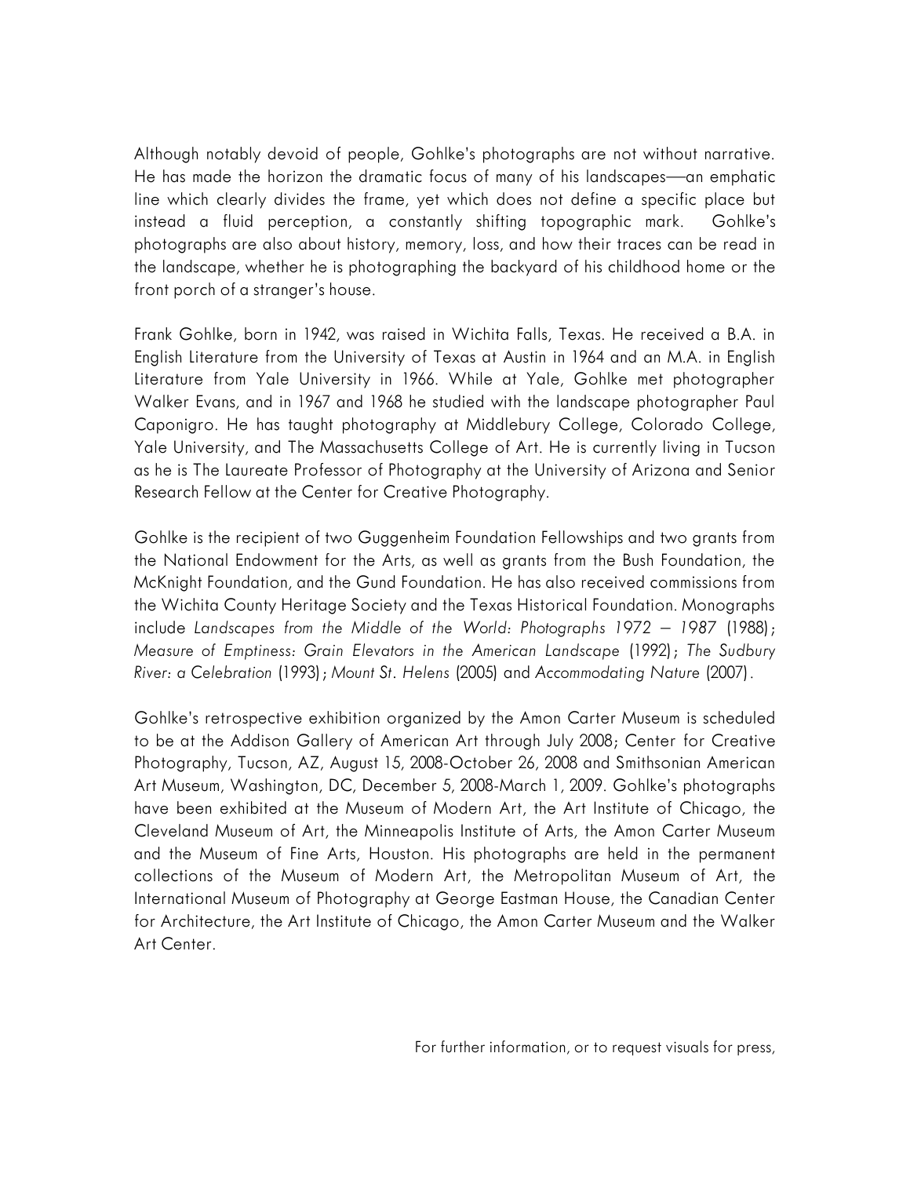Although notably devoid of people, Gohlke's photographs are not without narrative. He has made the horizon the dramatic focus of many of his landscapes—an emphatic line which clearly divides the frame, yet which does not define a specific place but instead a fluid perception, a constantly shifting topographic mark. Gohlke's photographs are also about history, memory, loss, and how their traces can be read in the landscape, whether he is photographing the backyard of his childhood home or the front porch of a stranger's house.

Frank Gohlke, born in 1942, was raised in Wichita Falls, Texas. He received a B.A. in English Literature from the University of Texas at Austin in 1964 and an M.A. in English Literature from Yale University in 1966. While at Yale, Gohlke met photographer Walker Evans, and in 1967 and 1968 he studied with the landscape photographer Paul Caponigro. He has taught photography at Middlebury College, Colorado College, Yale University, and The Massachusetts College of Art. He is currently living in Tucson as he is The Laureate Professor of Photography at the University of Arizona and Senior Research Fellow at the Center for Creative Photography.

Gohlke is the recipient of two Guggenheim Foundation Fellowships and two grants from the National Endowment for the Arts, as well as grants from the Bush Foundation, the McKnight Foundation, and the Gund Foundation. He has also received commissions from the Wichita County Heritage Society and the Texas Historical Foundation. Monographs include *Landscapes from the Middle of the World: Photographs 1972 – 1987* (1988); *Measure of Emptiness: Grain Elevators in the American Landscape* (1992); *The Sudbury River: a Celebration* (1993); *Mount St. Helens* (2005) and *Accommodating Nature* (2007).

Gohlke's retrospective exhibition organized by the Amon Carter Museum is scheduled to be at the Addison Gallery of American Art through July 2008; Center for Creative Photography, Tucson, AZ, August 15, 2008-October 26, 2008 and Smithsonian American Art Museum, Washington, DC, December 5, 2008-March 1, 2009. Gohlke's photographs have been exhibited at the Museum of Modern Art, the Art Institute of Chicago, the Cleveland Museum of Art, the Minneapolis Institute of Arts, the Amon Carter Museum and the Museum of Fine Arts, Houston. His photographs are held in the permanent collections of the Museum of Modern Art, the Metropolitan Museum of Art, the International Museum of Photography at George Eastman House, the Canadian Center for Architecture, the Art Institute of Chicago, the Amon Carter Museum and the Walker Art Center.

For further information, or to request visuals for press,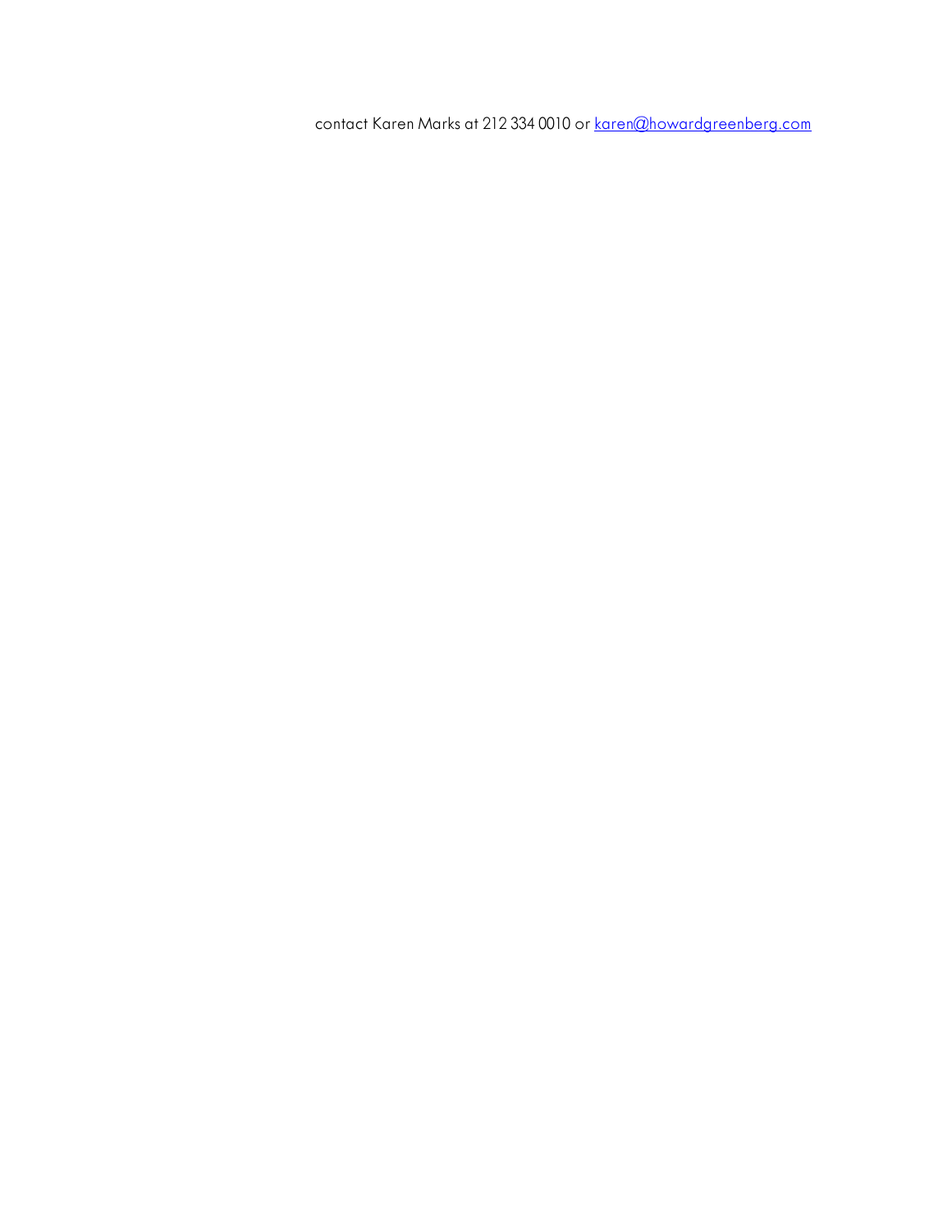contact Karen Marks at 212 334 0010 or [karen@howardgreenberg.com](mailto:karen@howardgreenberg.com)